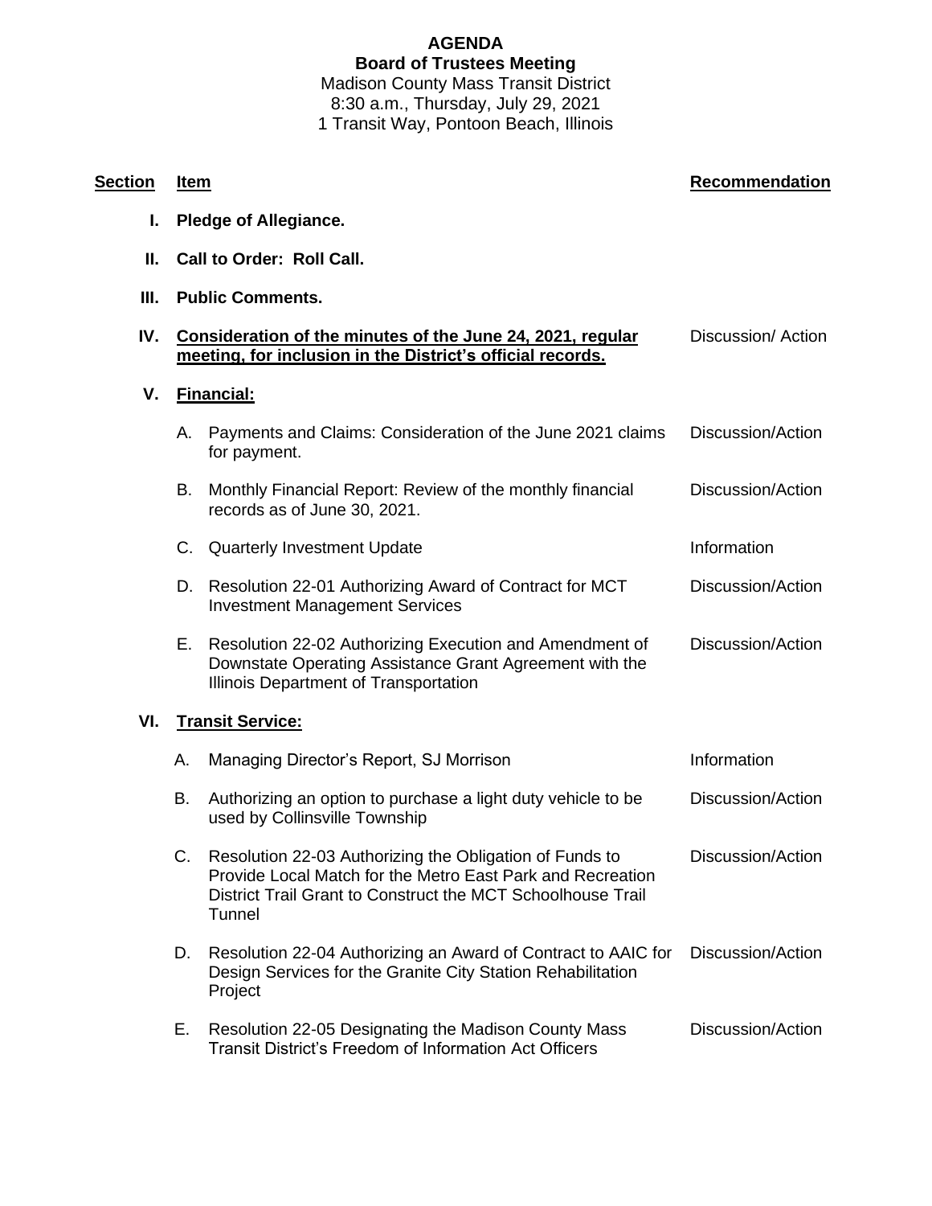# AGENDA

## Board of Trustees Meeting

Madison County Mass Transit District
8:30 a.m., Thursday, July 29, 2021
1 Transit Way, Pontoon Beach, Illinois

| Section | Item | | Recommendation |
|---|---|---|---|
| I. | **Pledge of Allegiance.** | | |
| II. | **Call to Order: Roll Call.** | | |
| III. | **Public Comments.** | | |
| IV. | **Consideration of the minutes of the June 24, 2021, regular meeting, for inclusion in the District's official records.** | | Discussion/ Action |
| V. | **Financial:** | | |
| | A. | Payments and Claims: Consideration of the June 2021 claims for payment. | Discussion/Action |
| | B. | Monthly Financial Report: Review of the monthly financial records as of June 30, 2021. | Discussion/Action |
| | C. | Quarterly Investment Update | Information |
| | D. | Resolution 22-01 Authorizing Award of Contract for MCT Investment Management Services | Discussion/Action |
| | E. | Resolution 22-02 Authorizing Execution and Amendment of Downstate Operating Assistance Grant Agreement with the Illinois Department of Transportation | Discussion/Action |
| VI. | **Transit Service:** | | |
| | A. | Managing Director's Report, SJ Morrison | Information |
| | B. | Authorizing an option to purchase a light duty vehicle to be used by Collinsville Township | Discussion/Action |
| | C. | Resolution 22-03 Authorizing the Obligation of Funds to Provide Local Match for the Metro East Park and Recreation District Trail Grant to Construct the MCT Schoolhouse Trail Tunnel | Discussion/Action |
| | D. | Resolution 22-04 Authorizing an Award of Contract to AAIC for Design Services for the Granite City Station Rehabilitation Project | Discussion/Action |
| | E. | Resolution 22-05 Designating the Madison County Mass Transit District's Freedom of Information Act Officers | Discussion/Action |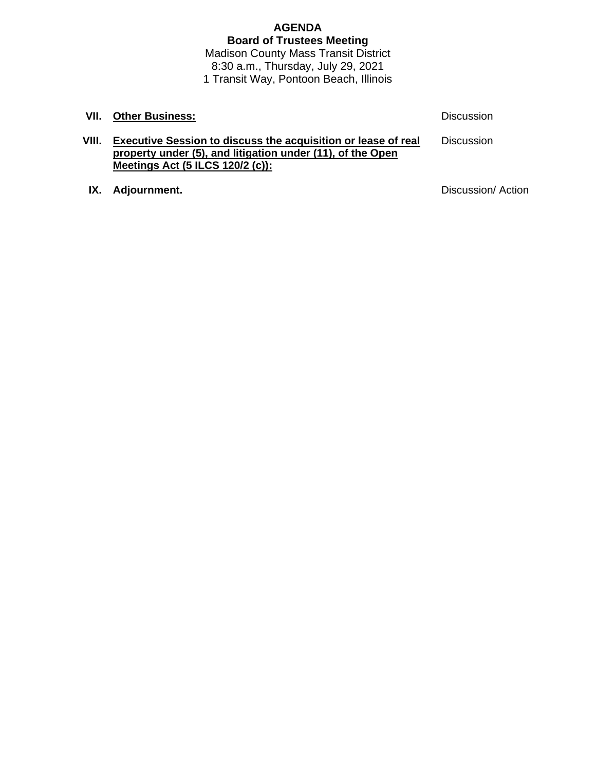**AGENDA**
**Board of Trustees Meeting**
Madison County Mass Transit District
8:30 a.m., Thursday, July 29, 2021
1 Transit Way, Pontoon Beach, Illinois

| | | |
|---|---|---|
| **VII.** | **Other Business:** | Discussion |
| **VIII.** | **Executive Session to discuss the acquisition or lease of real property under (5), and litigation under (11), of the Open Meetings Act (5 ILCS 120/2 (c)):** | Discussion |
| **IX.** | **Adjournment.** | Discussion/ Action |